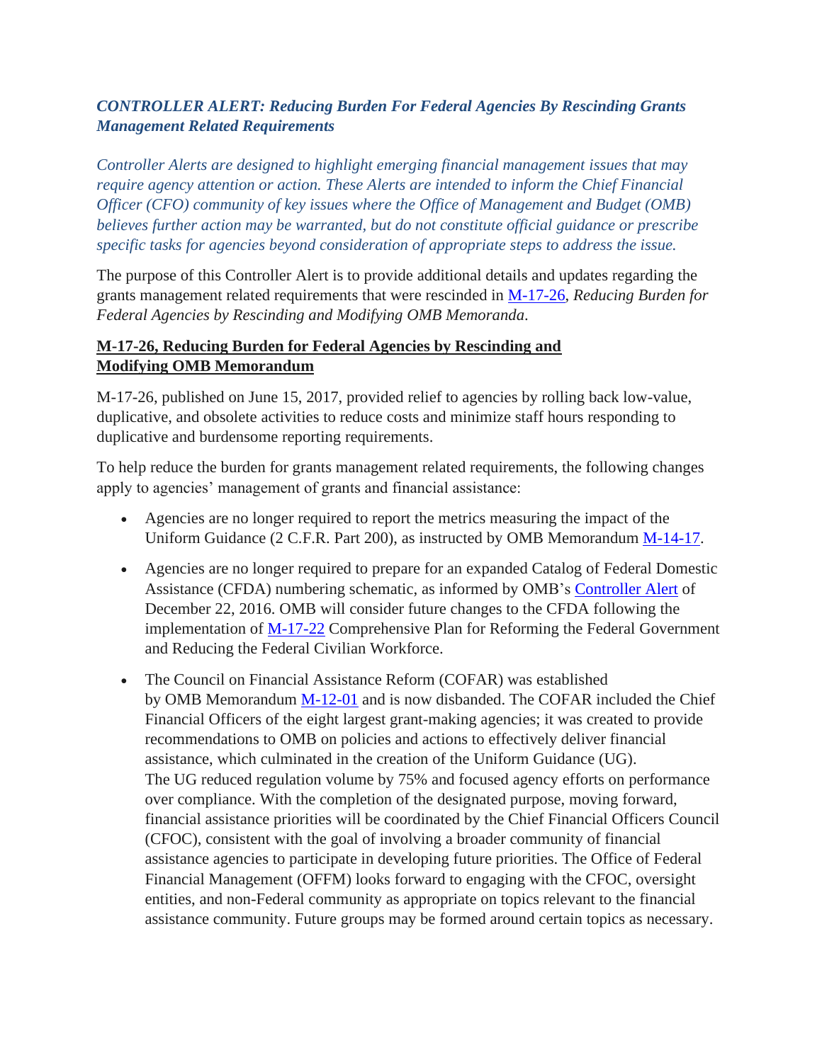*CONTROLLER ALERT: Reducing Burden For Federal Agencies By Rescinding Grants Management Related Requirements*

*Controller Alerts are designed to highlight emerging financial management issues that may require agency attention or action. These Alerts are intended to inform the Chief Financial Officer (CFO) community of key issues where the Office of Management and Budget (OMB) believes further action may be warranted, but do not constitute official guidance or prescribe specific tasks for agencies beyond consideration of appropriate steps to address the issue.*

The purpose of this Controller Alert is to provide additional details and updates regarding the grants management related requirements that were rescinded in M-17-26, *Reducing Burden for Federal Agencies by Rescinding and Modifying OMB Memoranda*.

**M-17-26, Reducing Burden for Federal Agencies by Rescinding and Modifying OMB Memorandum**

M-17-26, published on June 15, 2017, provided relief to agencies by rolling back low-value, duplicative, and obsolete activities to reduce costs and minimize staff hours responding to duplicative and burdensome reporting requirements.

To help reduce the burden for grants management related requirements, the following changes apply to agencies' management of grants and financial assistance:

- Agencies are no longer required to report the metrics measuring the impact of the Uniform Guidance (2 C.F.R. Part 200), as instructed by OMB Memorandum M-14-17.
- Agencies are no longer required to prepare for an expanded Catalog of Federal Domestic Assistance (CFDA) numbering schematic, as informed by OMB's Controller Alert of December 22, 2016. OMB will consider future changes to the CFDA following the implementation of M-17-22 Comprehensive Plan for Reforming the Federal Government and Reducing the Federal Civilian Workforce.
- The Council on Financial Assistance Reform (COFAR) was established by OMB Memorandum M-12-01 and is now disbanded. The COFAR included the Chief Financial Officers of the eight largest grant-making agencies; it was created to provide recommendations to OMB on policies and actions to effectively deliver financial assistance, which culminated in the creation of the Uniform Guidance (UG). The UG reduced regulation volume by 75% and focused agency efforts on performance over compliance. With the completion of the designated purpose, moving forward, financial assistance priorities will be coordinated by the Chief Financial Officers Council (CFOC), consistent with the goal of involving a broader community of financial assistance agencies to participate in developing future priorities. The Office of Federal Financial Management (OFFM) looks forward to engaging with the CFOC, oversight entities, and non-Federal community as appropriate on topics relevant to the financial assistance community. Future groups may be formed around certain topics as necessary.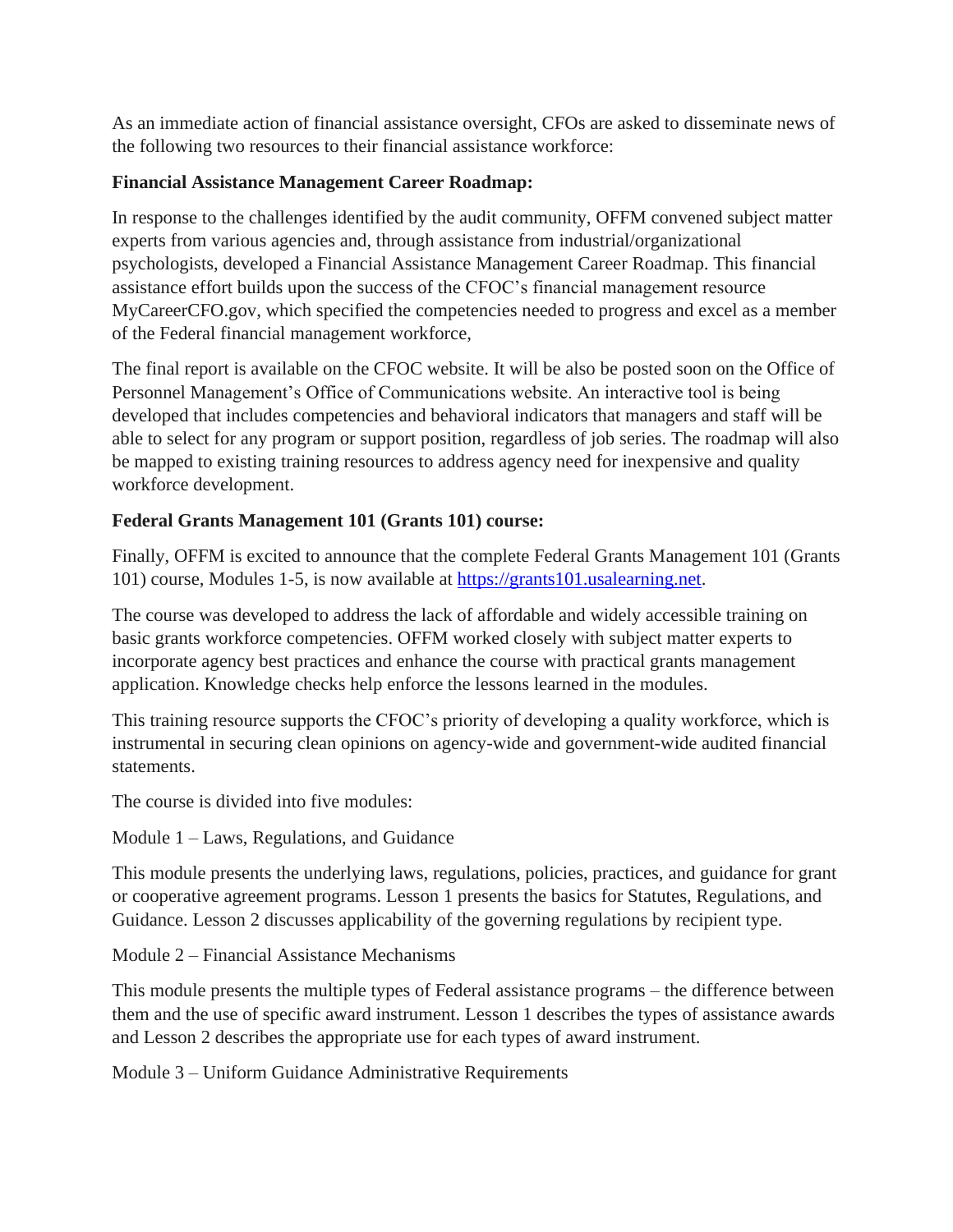As an immediate action of financial assistance oversight, CFOs are asked to disseminate news of the following two resources to their financial assistance workforce:

**Financial Assistance Management Career Roadmap:**

In response to the challenges identified by the audit community, OFFM convened subject matter experts from various agencies and, through assistance from industrial/organizational psychologists, developed a Financial Assistance Management Career Roadmap. This financial assistance effort builds upon the success of the CFOC's financial management resource MyCareerCFO.gov, which specified the competencies needed to progress and excel as a member of the Federal financial management workforce,

The final report is available on the CFOC website. It will be also be posted soon on the Office of Personnel Management's Office of Communications website. An interactive tool is being developed that includes competencies and behavioral indicators that managers and staff will be able to select for any program or support position, regardless of job series. The roadmap will also be mapped to existing training resources to address agency need for inexpensive and quality workforce development.

**Federal Grants Management 101 (Grants 101) course:**

Finally, OFFM is excited to announce that the complete Federal Grants Management 101 (Grants 101) course, Modules 1-5, is now available at [https://grants101.usalearning.net](https://grants101.usalearning.net).

The course was developed to address the lack of affordable and widely accessible training on basic grants workforce competencies. OFFM worked closely with subject matter experts to incorporate agency best practices and enhance the course with practical grants management application. Knowledge checks help enforce the lessons learned in the modules.

This training resource supports the CFOC's priority of developing a quality workforce, which is instrumental in securing clean opinions on agency-wide and government-wide audited financial statements.

The course is divided into five modules:

Module 1 – Laws, Regulations, and Guidance

This module presents the underlying laws, regulations, policies, practices, and guidance for grant or cooperative agreement programs. Lesson 1 presents the basics for Statutes, Regulations, and Guidance. Lesson 2 discusses applicability of the governing regulations by recipient type.

Module 2 – Financial Assistance Mechanisms

This module presents the multiple types of Federal assistance programs – the difference between them and the use of specific award instrument. Lesson 1 describes the types of assistance awards and Lesson 2 describes the appropriate use for each types of award instrument.

Module 3 – Uniform Guidance Administrative Requirements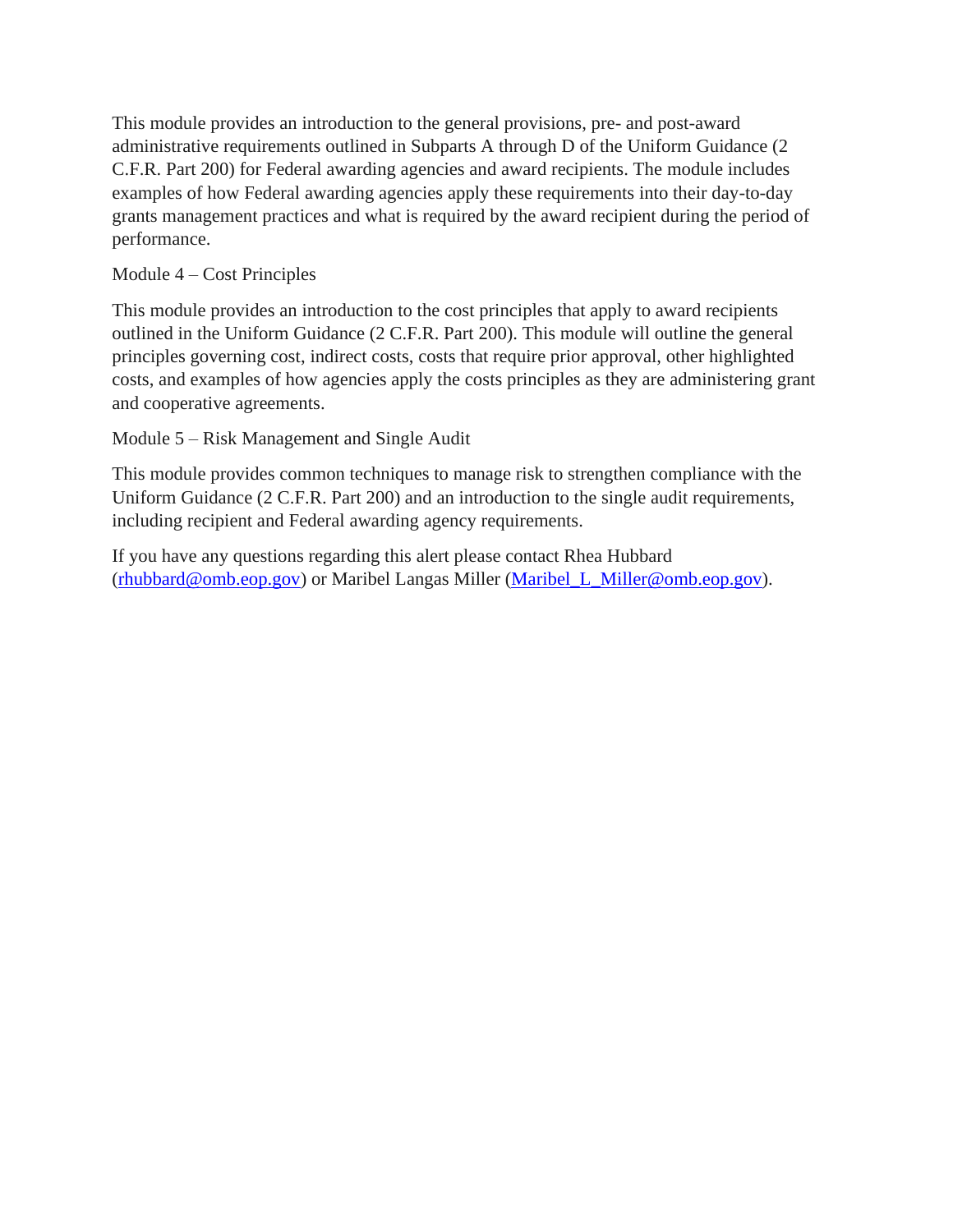This module provides an introduction to the general provisions, pre- and post-award administrative requirements outlined in Subparts A through D of the Uniform Guidance (2 C.F.R. Part 200) for Federal awarding agencies and award recipients. The module includes examples of how Federal awarding agencies apply these requirements into their day-to-day grants management practices and what is required by the award recipient during the period of performance.

Module 4 – Cost Principles

This module provides an introduction to the cost principles that apply to award recipients outlined in the Uniform Guidance (2 C.F.R. Part 200). This module will outline the general principles governing cost, indirect costs, costs that require prior approval, other highlighted costs, and examples of how agencies apply the costs principles as they are administering grant and cooperative agreements.

Module 5 – Risk Management and Single Audit

This module provides common techniques to manage risk to strengthen compliance with the Uniform Guidance (2 C.F.R. Part 200) and an introduction to the single audit requirements, including recipient and Federal awarding agency requirements.

If you have any questions regarding this alert please contact Rhea Hubbard (rhubbard@omb.eop.gov) or Maribel Langas Miller (Maribel_L_Miller@omb.eop.gov).